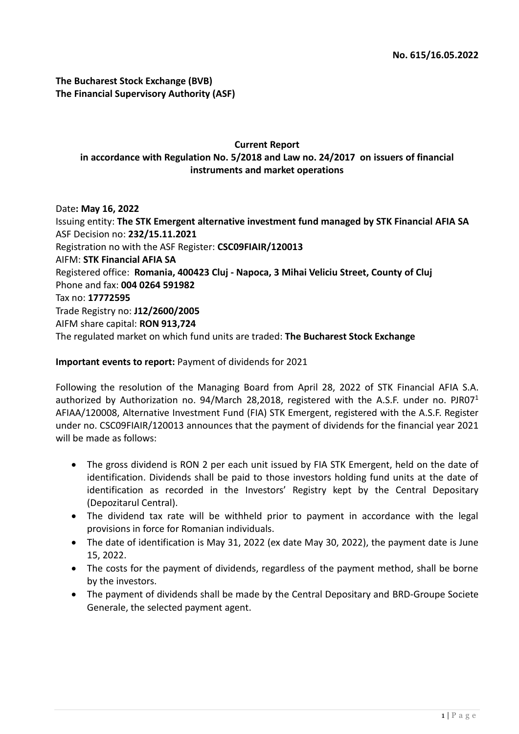**No. 615/16.05.2022**

**The Bucharest Stock Exchange (BVB)**
**The Financial Supervisory Authority (ASF)**

**Current Report**
**in accordance with Regulation No. 5/2018 and Law no. 24/2017 on issuers of financial instruments and market operations**

Date**: May 16, 2022**
Issuing entity: **The STK Emergent alternative investment fund managed by STK Financial AFIA SA**
ASF Decision no: **232/15.11.2021**
Registration no with the ASF Register: **CSC09FIAIR/120013**
AIFM: **STK Financial AFIA SA**
Registered office: **Romania, 400423 Cluj - Napoca, 3 Mihai Veliciu Street, County of Cluj**
Phone and fax: **004 0264 591982**
Tax no: **17772595**
Trade Registry no: **J12/2600/2005**
AIFM share capital: **RON 913,724**
The regulated market on which fund units are traded: **The Bucharest Stock Exchange**

**Important events to report:** Payment of dividends for 2021

Following the resolution of the Managing Board from April 28, 2022 of STK Financial AFIA S.A. authorized by Authorization no. 94/March 28,2018, registered with the A.S.F. under no. PJR07[1] AFIAA/120008, Alternative Investment Fund (FIA) STK Emergent, registered with the A.S.F. Register under no. CSC09FIAIR/120013 announces that the payment of dividends for the financial year 2021 will be made as follows:

- The gross dividend is RON 2 per each unit issued by FIA STK Emergent, held on the date of identification. Dividends shall be paid to those investors holding fund units at the date of identification as recorded in the Investors' Registry kept by the Central Depositary (Depozitarul Central).
- The dividend tax rate will be withheld prior to payment in accordance with the legal provisions in force for Romanian individuals.
- The date of identification is May 31, 2022 (ex date May 30, 2022), the payment date is June 15, 2022.
- The costs for the payment of dividends, regardless of the payment method, shall be borne by the investors.
- The payment of dividends shall be made by the Central Depositary and BRD-Groupe Societe Generale, the selected payment agent.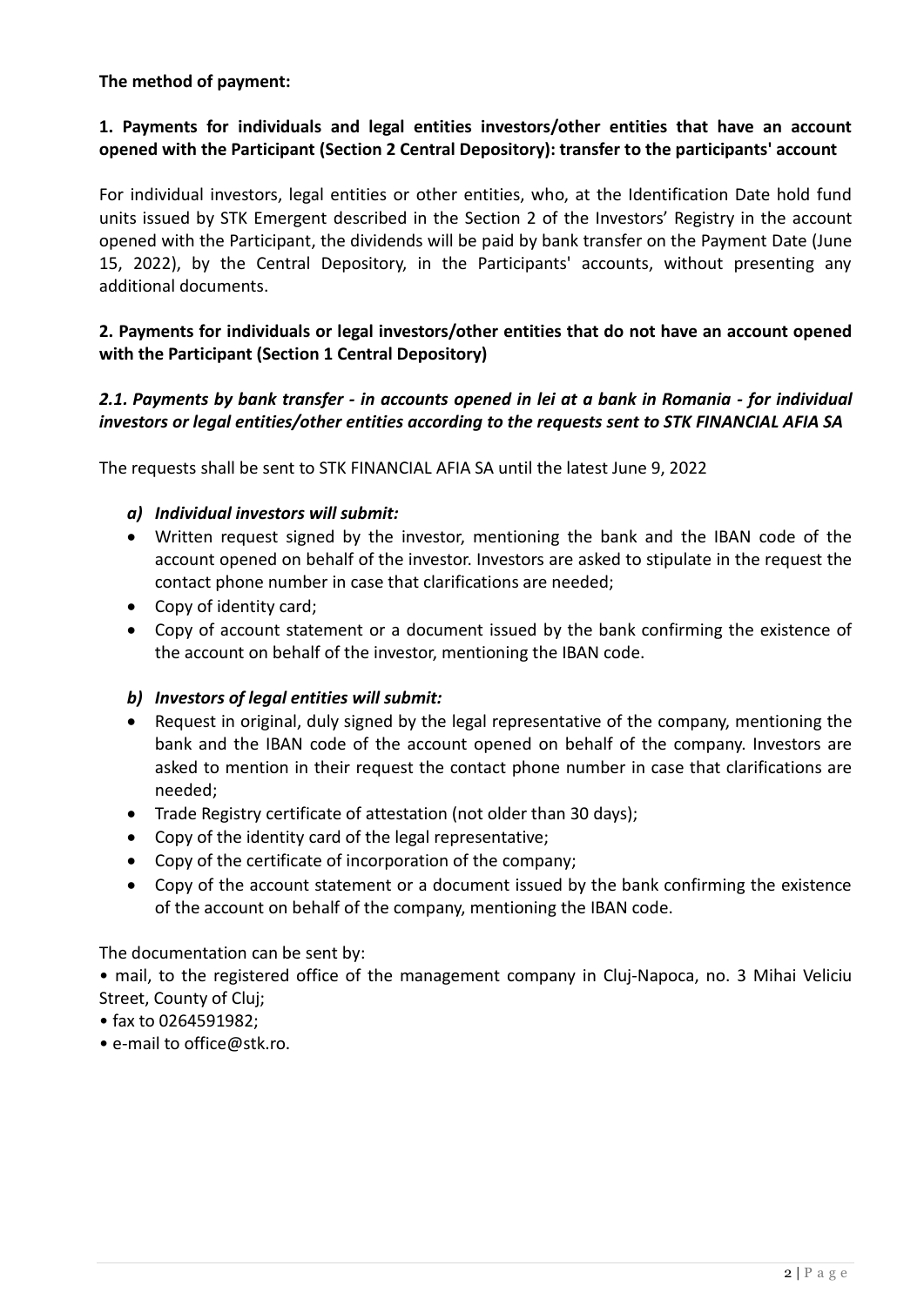**The method of payment:**

**1. Payments for individuals and legal entities investors/other entities that have an account opened with the Participant (Section 2 Central Depository): transfer to the participants' account**

For individual investors, legal entities or other entities, who, at the Identification Date hold fund units issued by STK Emergent described in the Section 2 of the Investors' Registry in the account opened with the Participant, the dividends will be paid by bank transfer on the Payment Date (June 15, 2022), by the Central Depository, in the Participants' accounts, without presenting any additional documents.

**2. Payments for individuals or legal investors/other entities that do not have an account opened with the Participant (Section 1 Central Depository)**

***2.1. Payments by bank transfer - in accounts opened in lei at a bank in Romania - for individual investors or legal entities/other entities according to the requests sent to STK FINANCIAL AFIA SA***

The requests shall be sent to STK FINANCIAL AFIA SA until the latest June 9, 2022

***a) Individual investors will submit:***

- Written request signed by the investor, mentioning the bank and the IBAN code of the account opened on behalf of the investor. Investors are asked to stipulate in the request the contact phone number in case that clarifications are needed;
- Copy of identity card;
- Copy of account statement or a document issued by the bank confirming the existence of the account on behalf of the investor, mentioning the IBAN code.

***b) Investors of legal entities will submit:***

- Request in original, duly signed by the legal representative of the company, mentioning the bank and the IBAN code of the account opened on behalf of the company. Investors are asked to mention in their request the contact phone number in case that clarifications are needed;
- Trade Registry certificate of attestation (not older than 30 days);
- Copy of the identity card of the legal representative;
- Copy of the certificate of incorporation of the company;
- Copy of the account statement or a document issued by the bank confirming the existence of the account on behalf of the company, mentioning the IBAN code.

The documentation can be sent by:

- mail, to the registered office of the management company in Cluj-Napoca, no. 3 Mihai Veliciu Street, County of Cluj;
- fax to 0264591982;
- e-mail to office@stk.ro.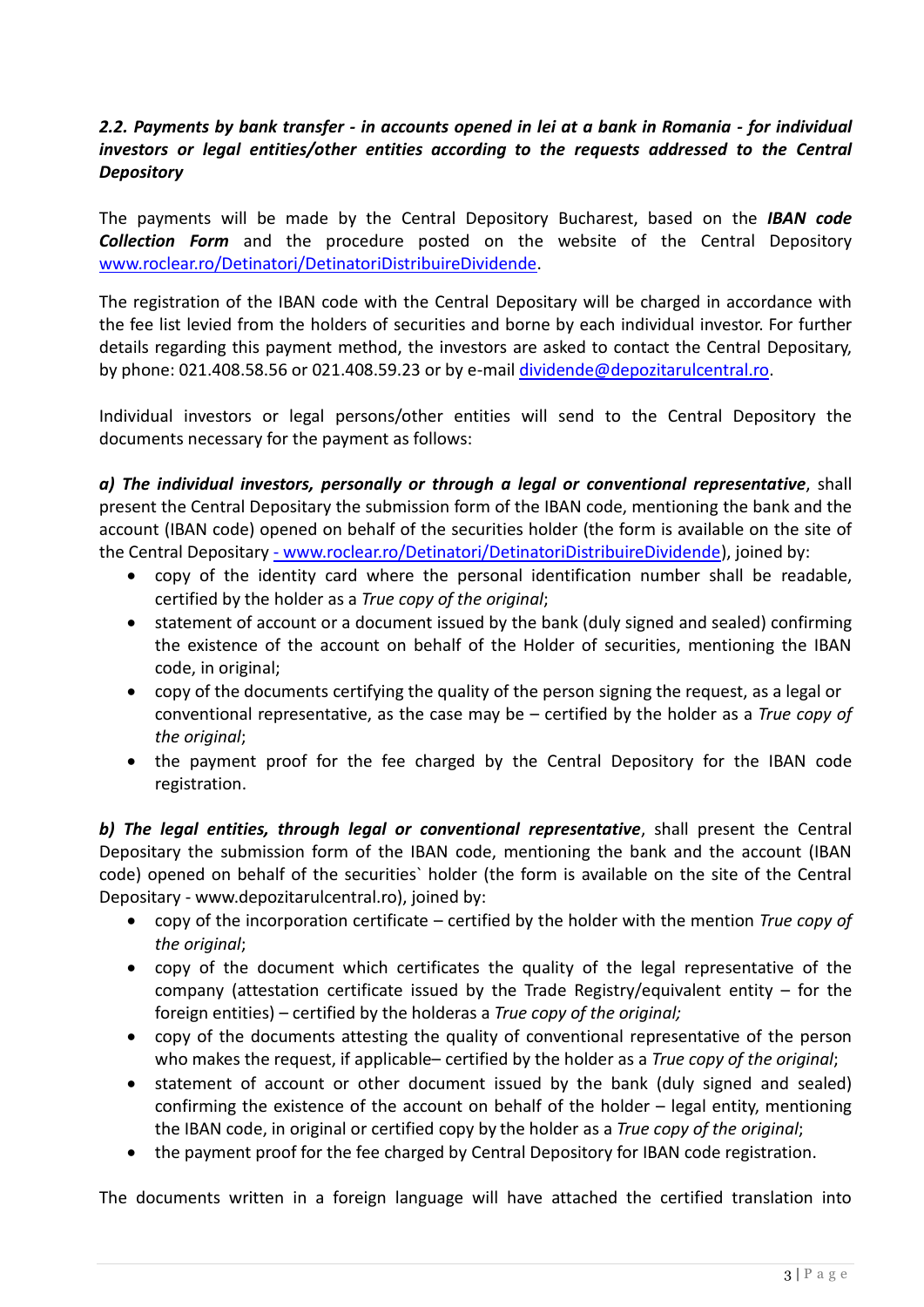***2.2. Payments by bank transfer - in accounts opened in lei at a bank in Romania - for individual investors or legal entities/other entities according to the requests addressed to the Central Depository***

The payments will be made by the Central Depository Bucharest, based on the ***IBAN code Collection Form*** and the procedure posted on the website of the Central Depository www.roclear.ro/Detinatori/DetinatoriDistribuireDividende.

The registration of the IBAN code with the Central Depositary will be charged in accordance with the fee list levied from the holders of securities and borne by each individual investor. For further details regarding this payment method, the investors are asked to contact the Central Depositary, by phone: 021.408.58.56 or 021.408.59.23 or by e-mail dividende@depozitarulcentral.ro.

Individual investors or legal persons/other entities will send to the Central Depository the documents necessary for the payment as follows:

***a) The individual investors, personally or through a legal or conventional representative***, shall present the Central Depositary the submission form of the IBAN code, mentioning the bank and the account (IBAN code) opened on behalf of the securities holder (the form is available on the site of the Central Depositary - www.roclear.ro/Detinatori/DetinatoriDistribuireDividende), joined by:

- copy of the identity card where the personal identification number shall be readable, certified by the holder as a *True copy of the original*;
- statement of account or a document issued by the bank (duly signed and sealed) confirming the existence of the account on behalf of the Holder of securities, mentioning the IBAN code, in original;
- copy of the documents certifying the quality of the person signing the request, as a legal or conventional representative, as the case may be – certified by the holder as a *True copy of the original*;
- the payment proof for the fee charged by the Central Depository for the IBAN code registration.

***b) The legal entities, through legal or conventional representative***, shall present the Central Depositary the submission form of the IBAN code, mentioning the bank and the account (IBAN code) opened on behalf of the securities` holder (the form is available on the site of the Central Depositary - www.depozitarulcentral.ro), joined by:

- copy of the incorporation certificate – certified by the holder with the mention *True copy of the original*;
- copy of the document which certificates the quality of the legal representative of the company (attestation certificate issued by the Trade Registry/equivalent entity – for the foreign entities) – certified by the holderas a *True copy of the original;*
- copy of the documents attesting the quality of conventional representative of the person who makes the request, if applicable– certified by the holder as a *True copy of the original*;
- statement of account or other document issued by the bank (duly signed and sealed) confirming the existence of the account on behalf of the holder – legal entity, mentioning the IBAN code, in original or certified copy by the holder as a *True copy of the original*;
- the payment proof for the fee charged by Central Depository for IBAN code registration.

The documents written in a foreign language will have attached the certified translation into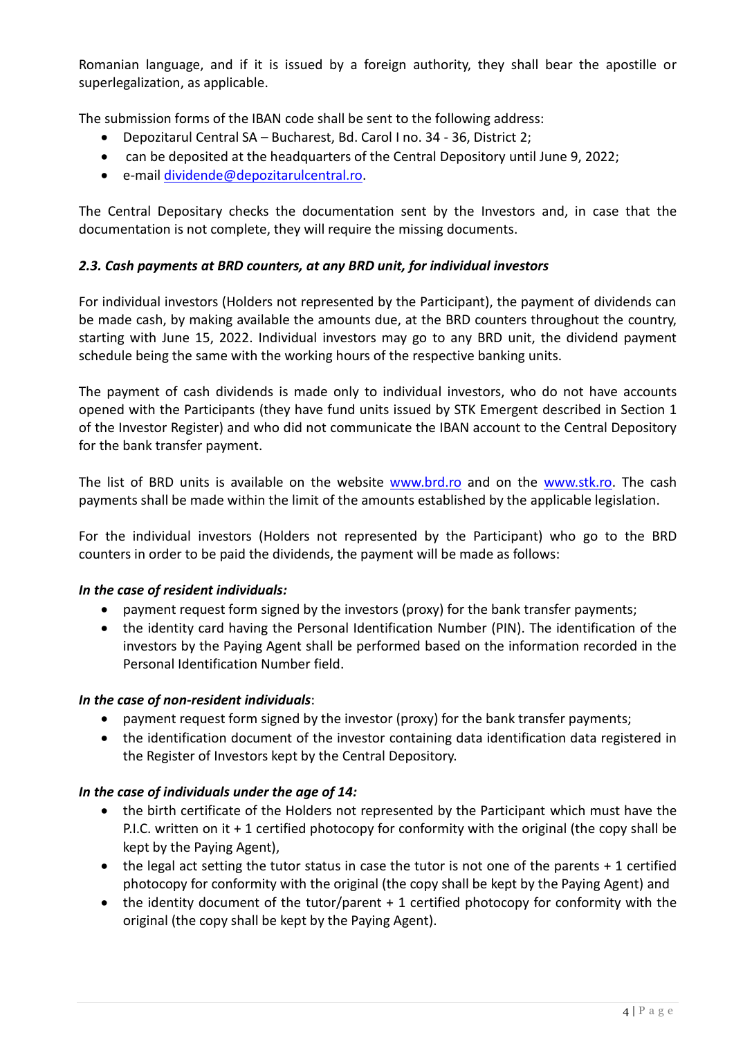Romanian language, and if it is issued by a foreign authority, they shall bear the apostille or superlegalization, as applicable.

The submission forms of the IBAN code shall be sent to the following address:

- Depozitarul Central SA – Bucharest, Bd. Carol I no. 34 - 36, District 2;
- can be deposited at the headquarters of the Central Depository until June 9, 2022;
- e-mail dividende@depozitarulcentral.ro.

The Central Depositary checks the documentation sent by the Investors and, in case that the documentation is not complete, they will require the missing documents.

### *2.3. Cash payments at BRD counters, at any BRD unit, for individual investors*

For individual investors (Holders not represented by the Participant), the payment of dividends can be made cash, by making available the amounts due, at the BRD counters throughout the country, starting with June 15, 2022. Individual investors may go to any BRD unit, the dividend payment schedule being the same with the working hours of the respective banking units.

The payment of cash dividends is made only to individual investors, who do not have accounts opened with the Participants (they have fund units issued by STK Emergent described in Section 1 of the Investor Register) and who did not communicate the IBAN account to the Central Depository for the bank transfer payment.

The list of BRD units is available on the website www.brd.ro and on the www.stk.ro. The cash payments shall be made within the limit of the amounts established by the applicable legislation.

For the individual investors (Holders not represented by the Participant) who go to the BRD counters in order to be paid the dividends, the payment will be made as follows:

***In the case of resident individuals:***

- payment request form signed by the investors (proxy) for the bank transfer payments;
- the identity card having the Personal Identification Number (PIN). The identification of the investors by the Paying Agent shall be performed based on the information recorded in the Personal Identification Number field.

***In the case of non-resident individuals***:

- payment request form signed by the investor (proxy) for the bank transfer payments;
- the identification document of the investor containing data identification data registered in the Register of Investors kept by the Central Depository.

***In the case of individuals under the age of 14:***

- the birth certificate of the Holders not represented by the Participant which must have the P.I.C. written on it + 1 certified photocopy for conformity with the original (the copy shall be kept by the Paying Agent),
- the legal act setting the tutor status in case the tutor is not one of the parents + 1 certified photocopy for conformity with the original (the copy shall be kept by the Paying Agent) and
- the identity document of the tutor/parent + 1 certified photocopy for conformity with the original (the copy shall be kept by the Paying Agent).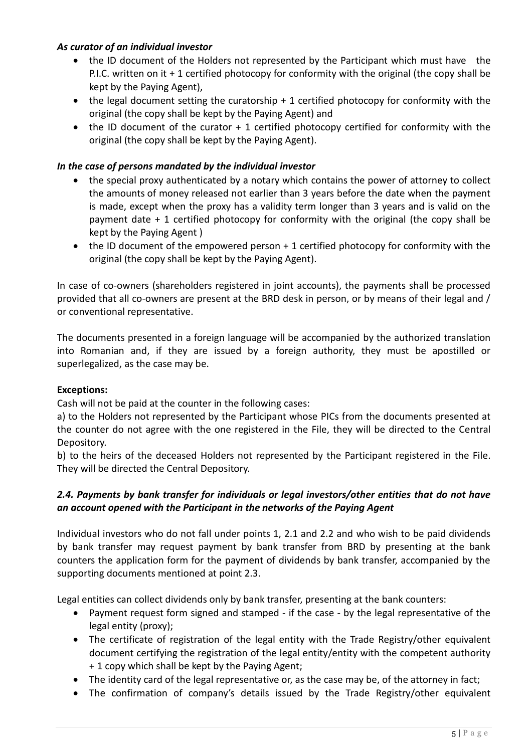***As curator of an individual investor***

- the ID document of the Holders not represented by the Participant which must have the P.I.C. written on it + 1 certified photocopy for conformity with the original (the copy shall be kept by the Paying Agent),
- the legal document setting the curatorship + 1 certified photocopy for conformity with the original (the copy shall be kept by the Paying Agent) and
- the ID document of the curator + 1 certified photocopy certified for conformity with the original (the copy shall be kept by the Paying Agent).

***In the case of persons mandated by the individual investor***

- the special proxy authenticated by a notary which contains the power of attorney to collect the amounts of money released not earlier than 3 years before the date when the payment is made, except when the proxy has a validity term longer than 3 years and is valid on the payment date + 1 certified photocopy for conformity with the original (the copy shall be kept by the Paying Agent )
- the ID document of the empowered person + 1 certified photocopy for conformity with the original (the copy shall be kept by the Paying Agent).

In case of co-owners (shareholders registered in joint accounts), the payments shall be processed provided that all co-owners are present at the BRD desk in person, or by means of their legal and / or conventional representative.

The documents presented in a foreign language will be accompanied by the authorized translation into Romanian and, if they are issued by a foreign authority, they must be apostilled or superlegalized, as the case may be.

**Exceptions:**

Cash will not be paid at the counter in the following cases:

a) to the Holders not represented by the Participant whose PICs from the documents presented at the counter do not agree with the one registered in the File, they will be directed to the Central Depository.

b) to the heirs of the deceased Holders not represented by the Participant registered in the File. They will be directed the Central Depository.

### *2.4. Payments by bank transfer for individuals or legal investors/other entities that do not have an account opened with the Participant in the networks of the Paying Agent*

Individual investors who do not fall under points 1, 2.1 and 2.2 and who wish to be paid dividends by bank transfer may request payment by bank transfer from BRD by presenting at the bank counters the application form for the payment of dividends by bank transfer, accompanied by the supporting documents mentioned at point 2.3.

Legal entities can collect dividends only by bank transfer, presenting at the bank counters:

- Payment request form signed and stamped - if the case - by the legal representative of the legal entity (proxy);
- The certificate of registration of the legal entity with the Trade Registry/other equivalent document certifying the registration of the legal entity/entity with the competent authority + 1 copy which shall be kept by the Paying Agent;
- The identity card of the legal representative or, as the case may be, of the attorney in fact;
- The confirmation of company's details issued by the Trade Registry/other equivalent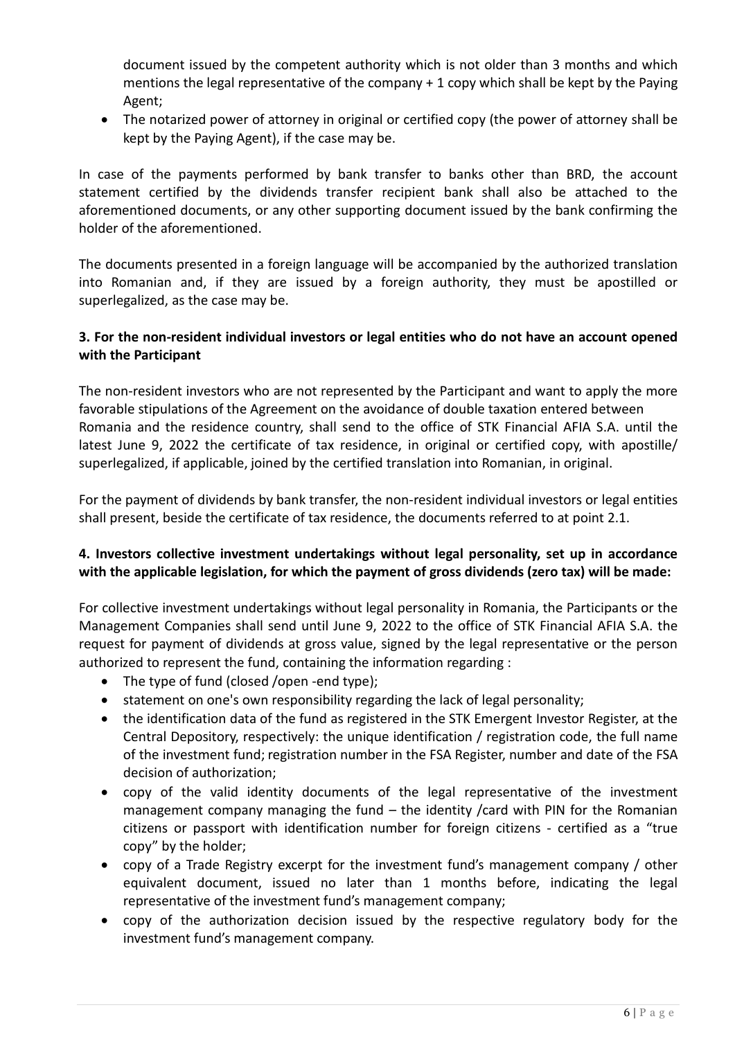document issued by the competent authority which is not older than 3 months and which mentions the legal representative of the company + 1 copy which shall be kept by the Paying Agent;

- The notarized power of attorney in original or certified copy (the power of attorney shall be kept by the Paying Agent), if the case may be.

In case of the payments performed by bank transfer to banks other than BRD, the account statement certified by the dividends transfer recipient bank shall also be attached to the aforementioned documents, or any other supporting document issued by the bank confirming the holder of the aforementioned.

The documents presented in a foreign language will be accompanied by the authorized translation into Romanian and, if they are issued by a foreign authority, they must be apostilled or superlegalized, as the case may be.

**3. For the non-resident individual investors or legal entities who do not have an account opened with the Participant**

The non-resident investors who are not represented by the Participant and want to apply the more favorable stipulations of the Agreement on the avoidance of double taxation entered between Romania and the residence country, shall send to the office of STK Financial AFIA S.A. until the latest June 9, 2022 the certificate of tax residence, in original or certified copy, with apostille/ superlegalized, if applicable, joined by the certified translation into Romanian, in original.

For the payment of dividends by bank transfer, the non-resident individual investors or legal entities shall present, beside the certificate of tax residence, the documents referred to at point 2.1.

**4. Investors collective investment undertakings without legal personality, set up in accordance with the applicable legislation, for which the payment of gross dividends (zero tax) will be made:**

For collective investment undertakings without legal personality in Romania, the Participants or the Management Companies shall send until June 9, 2022 to the office of STK Financial AFIA S.A. the request for payment of dividends at gross value, signed by the legal representative or the person authorized to represent the fund, containing the information regarding :

- The type of fund (closed /open -end type);
- statement on one's own responsibility regarding the lack of legal personality;
- the identification data of the fund as registered in the STK Emergent Investor Register, at the Central Depository, respectively: the unique identification / registration code, the full name of the investment fund; registration number in the FSA Register, number and date of the FSA decision of authorization;
- copy of the valid identity documents of the legal representative of the investment management company managing the fund – the identity /card with PIN for the Romanian citizens or passport with identification number for foreign citizens - certified as a "true copy" by the holder;
- copy of a Trade Registry excerpt for the investment fund's management company / other equivalent document, issued no later than 1 months before, indicating the legal representative of the investment fund's management company;
- copy of the authorization decision issued by the respective regulatory body for the investment fund's management company.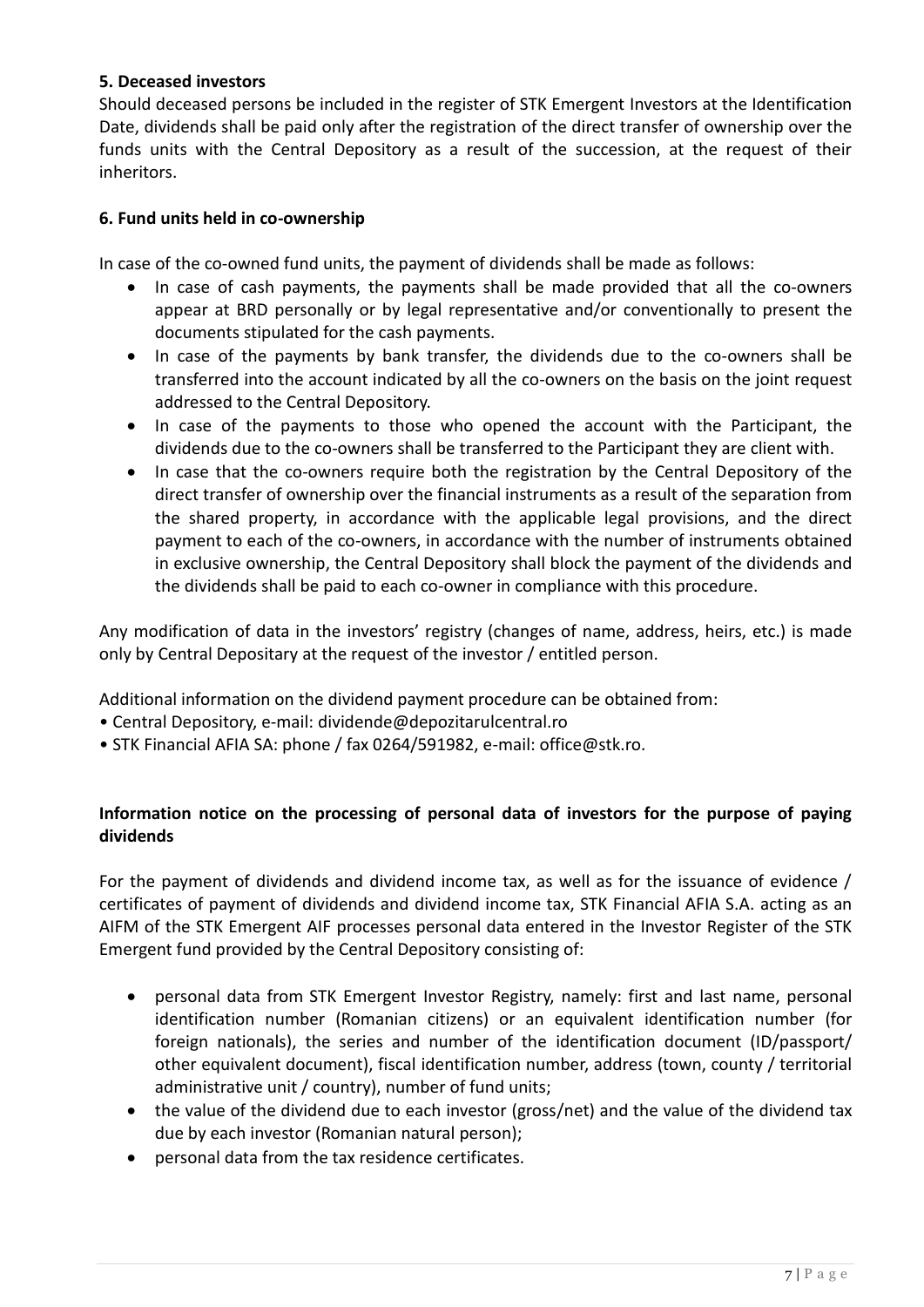**5. Deceased investors**

Should deceased persons be included in the register of STK Emergent Investors at the Identification Date, dividends shall be paid only after the registration of the direct transfer of ownership over the funds units with the Central Depository as a result of the succession, at the request of their inheritors.

**6. Fund units held in co-ownership**

In case of the co-owned fund units, the payment of dividends shall be made as follows:

- In case of cash payments, the payments shall be made provided that all the co-owners appear at BRD personally or by legal representative and/or conventionally to present the documents stipulated for the cash payments.
- In case of the payments by bank transfer, the dividends due to the co-owners shall be transferred into the account indicated by all the co-owners on the basis on the joint request addressed to the Central Depository.
- In case of the payments to those who opened the account with the Participant, the dividends due to the co-owners shall be transferred to the Participant they are client with.
- In case that the co-owners require both the registration by the Central Depository of the direct transfer of ownership over the financial instruments as a result of the separation from the shared property, in accordance with the applicable legal provisions, and the direct payment to each of the co-owners, in accordance with the number of instruments obtained in exclusive ownership, the Central Depository shall block the payment of the dividends and the dividends shall be paid to each co-owner in compliance with this procedure.

Any modification of data in the investors' registry (changes of name, address, heirs, etc.) is made only by Central Depositary at the request of the investor / entitled person.

Additional information on the dividend payment procedure can be obtained from:

- Central Depository, e-mail: dividende@depozitarulcentral.ro
- STK Financial AFIA SA: phone / fax 0264/591982, e-mail: office@stk.ro.

**Information notice on the processing of personal data of investors for the purpose of paying dividends**

For the payment of dividends and dividend income tax, as well as for the issuance of evidence / certificates of payment of dividends and dividend income tax, STK Financial AFIA S.A. acting as an AIFM of the STK Emergent AIF processes personal data entered in the Investor Register of the STK Emergent fund provided by the Central Depository consisting of:

- personal data from STK Emergent Investor Registry, namely: first and last name, personal identification number (Romanian citizens) or an equivalent identification number (for foreign nationals), the series and number of the identification document (ID/passport/ other equivalent document), fiscal identification number, address (town, county / territorial administrative unit / country), number of fund units;
- the value of the dividend due to each investor (gross/net) and the value of the dividend tax due by each investor (Romanian natural person);
- personal data from the tax residence certificates.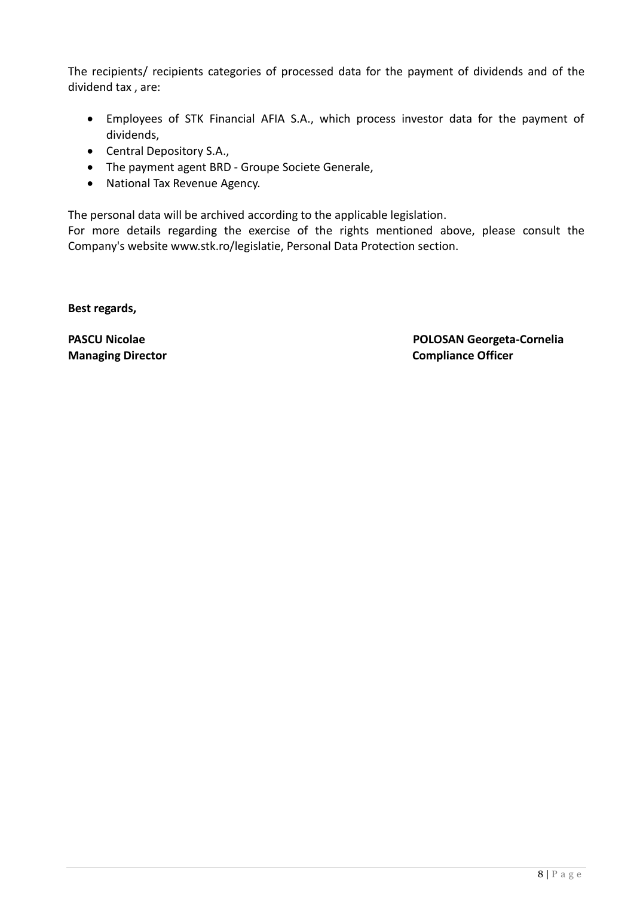The recipients/ recipients categories of processed data for the payment of dividends and of the dividend tax , are:

- Employees of STK Financial AFIA S.A., which process investor data for the payment of dividends,
- Central Depository S.A.,
- The payment agent BRD - Groupe Societe Generale,
- National Tax Revenue Agency.

The personal data will be archived according to the applicable legislation.
For more details regarding the exercise of the rights mentioned above, please consult the Company's website www.stk.ro/legislatie, Personal Data Protection section.

**Best regards,**

**PASCU Nicolae**
**Managing Director**

**POLOSAN Georgeta-Cornelia**
**Compliance Officer**